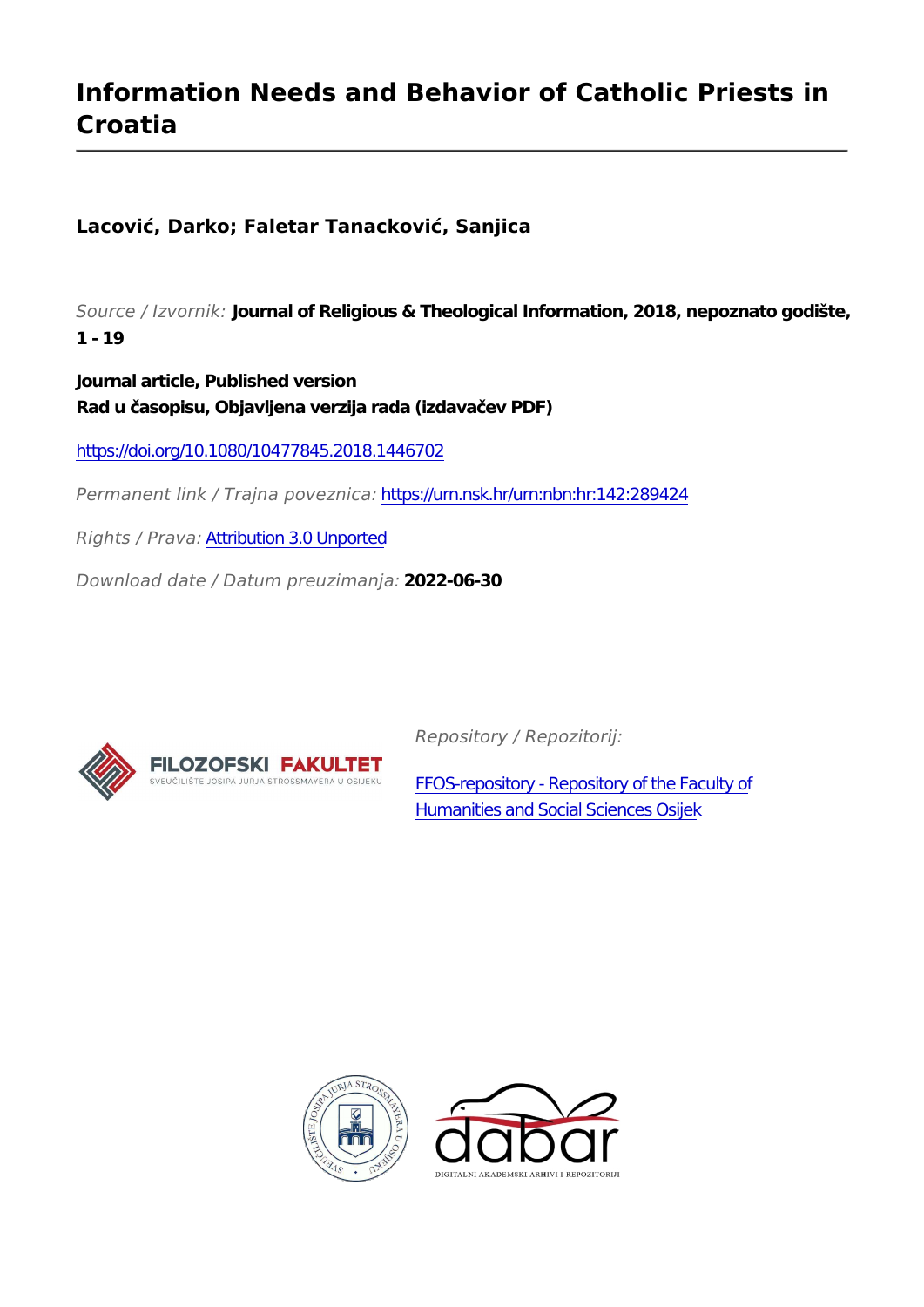# Information Needs and Behavior of Catholic Priests in Croatia

**Lacović, Darko; Faletar Tanacković, Sanjica**

*Source / Izvornik:* **Journal of Religious & Theological Information, 2018, nepoznato godište, 1 - 19**

**Journal article, Published version**
**Rad u časopisu, Objavljena verzija rada (izdavačev PDF)**

https://doi.org/10.1080/10477845.2018.1446702

*Permanent link / Trajna poveznica:* https://urn.nsk.hr/urn:nbn:hr:142:289424

*Rights / Prava:* Attribution 3.0 Unported

*Download date / Datum preuzimanja:* **2022-06-30**

FILOZOFSKI FAKULTET
SVEUČILIŠTE JOSIPA JURJA STROSSMAYERA U OSIJEKU

*Repository / Repozitorij:*

FFOS-repository - Repository of the Faculty of Humanities and Social Sciences Osijek

dabar
DIGITALNI AKADEMSKI ARHIVI I REPOZITORIJI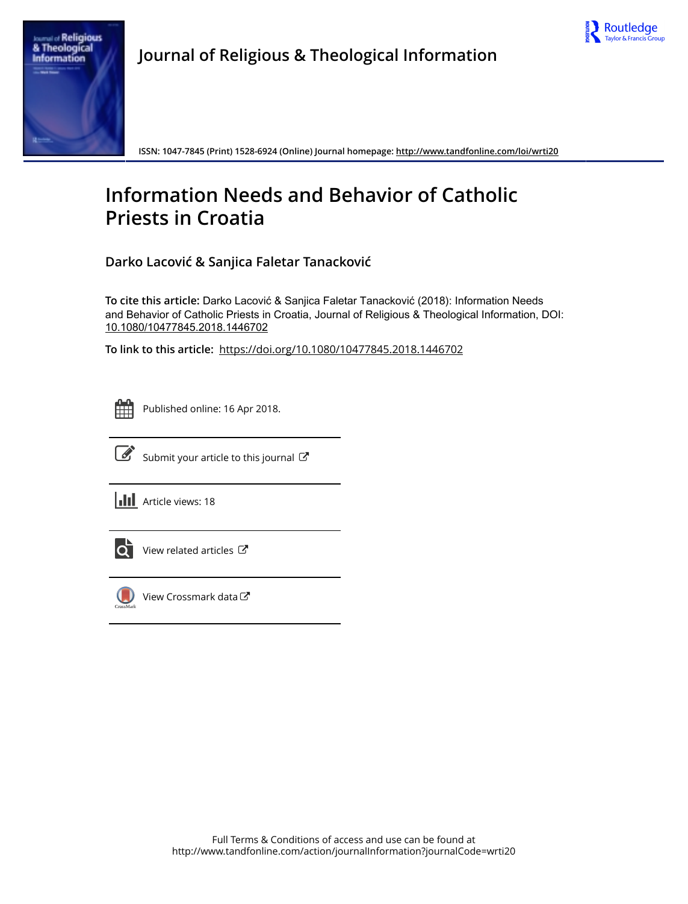# Journal of Religious & Theological Information

ISSN: 1047-7845 (Print) 1528-6924 (Online) Journal homepage: http://www.tandfonline.com/loi/wrti20

# Information Needs and Behavior of Catholic Priests in Croatia

## Darko Lacović & Sanjica Faletar Tanacković

**To cite this article:** Darko Lacović & Sanjica Faletar Tanacković (2018): Information Needs and Behavior of Catholic Priests in Croatia, Journal of Religious & Theological Information, DOI: 10.1080/10477845.2018.1446702

**To link to this article:** https://doi.org/10.1080/10477845.2018.1446702

Published online: 16 Apr 2018.

Submit your article to this journal

Article views: 18

View related articles

View Crossmark data

Full Terms & Conditions of access and use can be found at
http://www.tandfonline.com/action/journalInformation?journalCode=wrti20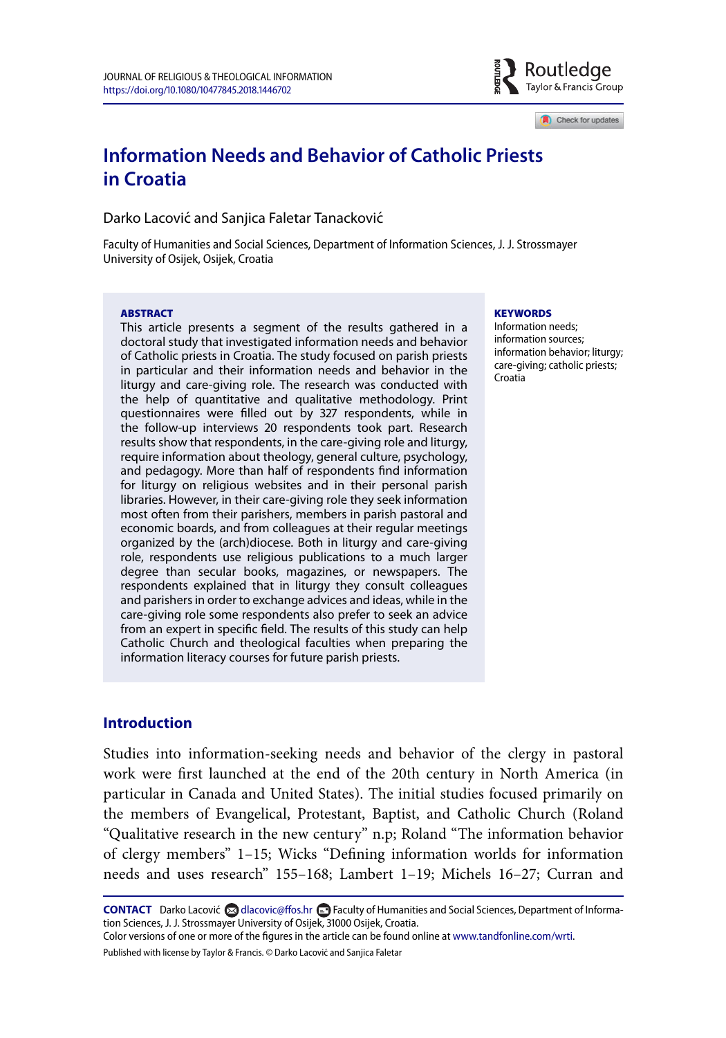# Information Needs and Behavior of Catholic Priests in Croatia

Darko Lacović and Sanjica Faletar Tanacković

Faculty of Humanities and Social Sciences, Department of Information Sciences, J. J. Strossmayer University of Osijek, Osijek, Croatia

**ABSTRACT**

This article presents a segment of the results gathered in a doctoral study that investigated information needs and behavior of Catholic priests in Croatia. The study focused on parish priests in particular and their information needs and behavior in the liturgy and care-giving role. The research was conducted with the help of quantitative and qualitative methodology. Print questionnaires were filled out by 327 respondents, while in the follow-up interviews 20 respondents took part. Research results show that respondents, in the care-giving role and liturgy, require information about theology, general culture, psychology, and pedagogy. More than half of respondents find information for liturgy on religious websites and in their personal parish libraries. However, in their care-giving role they seek information most often from their parishers, members in parish pastoral and economic boards, and from colleagues at their regular meetings organized by the (arch)diocese. Both in liturgy and care-giving role, respondents use religious publications to a much larger degree than secular books, magazines, or newspapers. The respondents explained that in liturgy they consult colleagues and parishers in order to exchange advices and ideas, while in the care-giving role some respondents also prefer to seek an advice from an expert in specific field. The results of this study can help Catholic Church and theological faculties when preparing the information literacy courses for future parish priests.

**KEYWORDS**

Information needs; information sources; information behavior; liturgy; care-giving; catholic priests; Croatia

## Introduction

Studies into information-seeking needs and behavior of the clergy in pastoral work were first launched at the end of the 20th century in North America (in particular in Canada and United States). The initial studies focused primarily on the members of Evangelical, Protestant, Baptist, and Catholic Church (Roland "Qualitative research in the new century" n.p; Roland "The information behavior of clergy members" 1–15; Wicks "Defining information worlds for information needs and uses research" 155–168; Lambert 1–19; Michels 16–27; Curran and

---

**CONTACT** Darko Lacović dlacovic@ffos.hr Faculty of Humanities and Social Sciences, Department of Information Sciences, J. J. Strossmayer University of Osijek, 31000 Osijek, Croatia.
Color versions of one or more of the figures in the article can be found online at www.tandfonline.com/wrti.
Published with license by Taylor & Francis. © Darko Lacović and Sanjica Faletar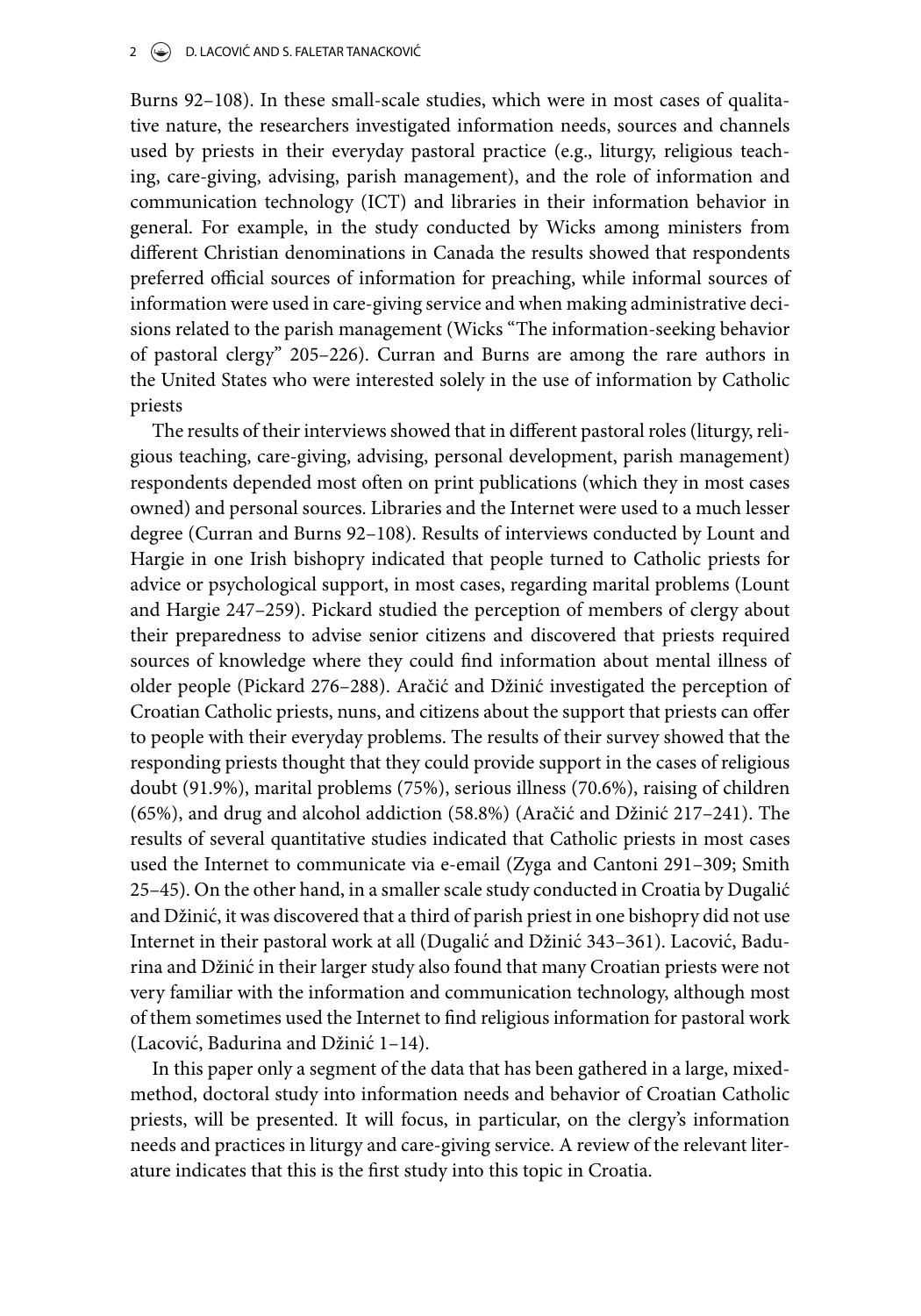Burns 92–108). In these small-scale studies, which were in most cases of qualitative nature, the researchers investigated information needs, sources and channels used by priests in their everyday pastoral practice (e.g., liturgy, religious teaching, care-giving, advising, parish management), and the role of information and communication technology (ICT) and libraries in their information behavior in general. For example, in the study conducted by Wicks among ministers from different Christian denominations in Canada the results showed that respondents preferred official sources of information for preaching, while informal sources of information were used in care-giving service and when making administrative decisions related to the parish management (Wicks "The information-seeking behavior of pastoral clergy" 205–226). Curran and Burns are among the rare authors in the United States who were interested solely in the use of information by Catholic priests

The results of their interviews showed that in different pastoral roles (liturgy, religious teaching, care-giving, advising, personal development, parish management) respondents depended most often on print publications (which they in most cases owned) and personal sources. Libraries and the Internet were used to a much lesser degree (Curran and Burns 92–108). Results of interviews conducted by Lount and Hargie in one Irish bishopry indicated that people turned to Catholic priests for advice or psychological support, in most cases, regarding marital problems (Lount and Hargie 247–259). Pickard studied the perception of members of clergy about their preparedness to advise senior citizens and discovered that priests required sources of knowledge where they could find information about mental illness of older people (Pickard 276–288). Aračić and Džinić investigated the perception of Croatian Catholic priests, nuns, and citizens about the support that priests can offer to people with their everyday problems. The results of their survey showed that the responding priests thought that they could provide support in the cases of religious doubt (91.9%), marital problems (75%), serious illness (70.6%), raising of children (65%), and drug and alcohol addiction (58.8%) (Aračić and Džinić 217–241). The results of several quantitative studies indicated that Catholic priests in most cases used the Internet to communicate via e-email (Zyga and Cantoni 291–309; Smith 25–45). On the other hand, in a smaller scale study conducted in Croatia by Dugalić and Džinić, it was discovered that a third of parish priest in one bishopry did not use Internet in their pastoral work at all (Dugalić and Džinić 343–361). Lacović, Badurina and Džinić in their larger study also found that many Croatian priests were not very familiar with the information and communication technology, although most of them sometimes used the Internet to find religious information for pastoral work (Lacović, Badurina and Džinić 1–14).

In this paper only a segment of the data that has been gathered in a large, mixed-method, doctoral study into information needs and behavior of Croatian Catholic priests, will be presented. It will focus, in particular, on the clergy's information needs and practices in liturgy and care-giving service. A review of the relevant literature indicates that this is the first study into this topic in Croatia.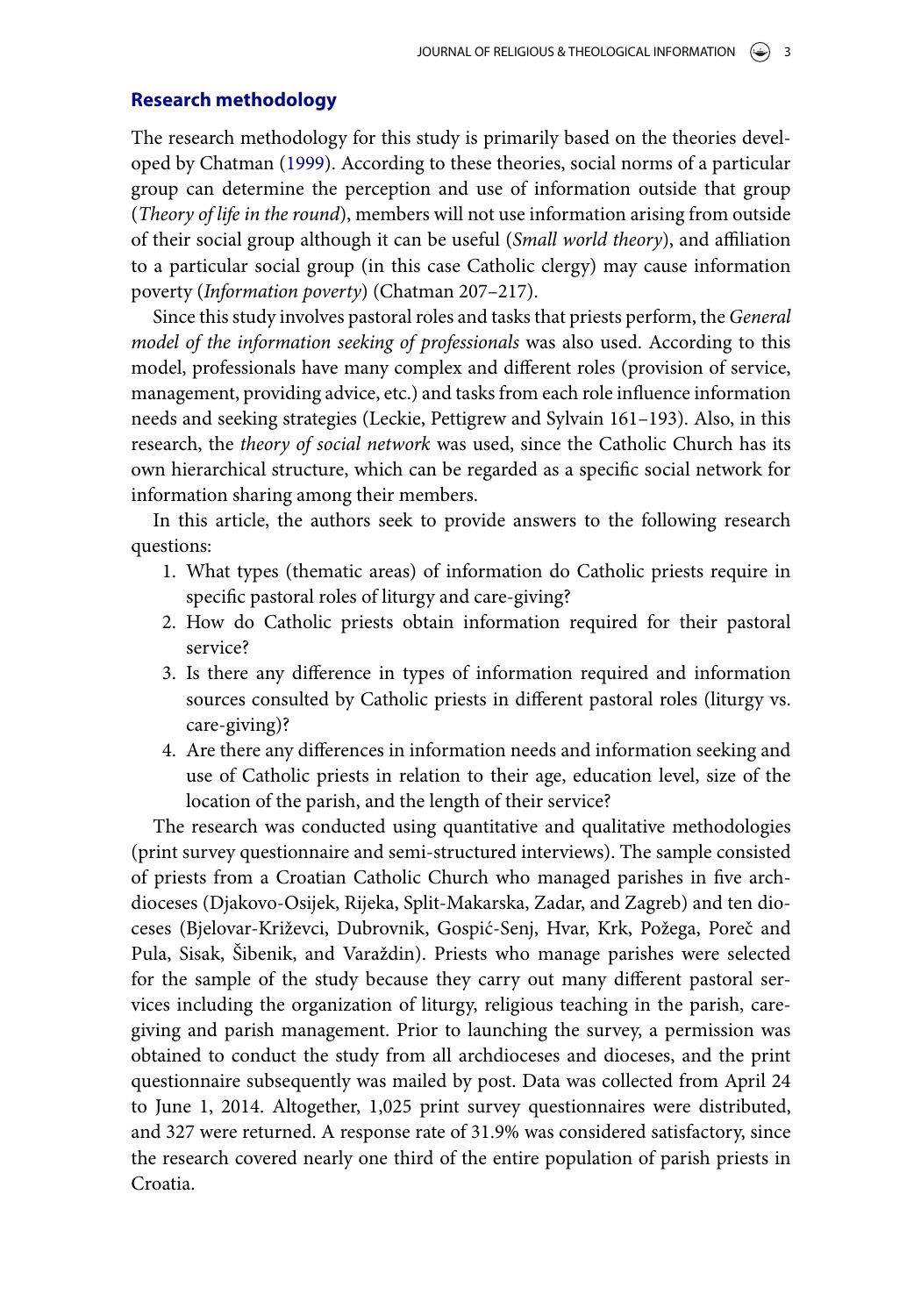## Research methodology

The research methodology for this study is primarily based on the theories developed by Chatman (1999). According to these theories, social norms of a particular group can determine the perception and use of information outside that group (*Theory of life in the round*), members will not use information arising from outside of their social group although it can be useful (*Small world theory*), and affiliation to a particular social group (in this case Catholic clergy) may cause information poverty (*Information poverty*) (Chatman 207–217).

Since this study involves pastoral roles and tasks that priests perform, the *General model of the information seeking of professionals* was also used. According to this model, professionals have many complex and different roles (provision of service, management, providing advice, etc.) and tasks from each role influence information needs and seeking strategies (Leckie, Pettigrew and Sylvain 161–193). Also, in this research, the *theory of social network* was used, since the Catholic Church has its own hierarchical structure, which can be regarded as a specific social network for information sharing among their members.

In this article, the authors seek to provide answers to the following research questions:

1. What types (thematic areas) of information do Catholic priests require in specific pastoral roles of liturgy and care-giving?
2. How do Catholic priests obtain information required for their pastoral service?
3. Is there any difference in types of information required and information sources consulted by Catholic priests in different pastoral roles (liturgy vs. care-giving)?
4. Are there any differences in information needs and information seeking and use of Catholic priests in relation to their age, education level, size of the location of the parish, and the length of their service?

The research was conducted using quantitative and qualitative methodologies (print survey questionnaire and semi-structured interviews). The sample consisted of priests from a Croatian Catholic Church who managed parishes in five archdioceses (Djakovo-Osijek, Rijeka, Split-Makarska, Zadar, and Zagreb) and ten dioceses (Bjelovar-Križevci, Dubrovnik, Gospić-Senj, Hvar, Krk, Požega, Poreč and Pula, Sisak, Šibenik, and Varaždin). Priests who manage parishes were selected for the sample of the study because they carry out many different pastoral services including the organization of liturgy, religious teaching in the parish, care-giving and parish management. Prior to launching the survey, a permission was obtained to conduct the study from all archdioceses and dioceses, and the print questionnaire subsequently was mailed by post. Data was collected from April 24 to June 1, 2014. Altogether, 1,025 print survey questionnaires were distributed, and 327 were returned. A response rate of 31.9% was considered satisfactory, since the research covered nearly one third of the entire population of parish priests in Croatia.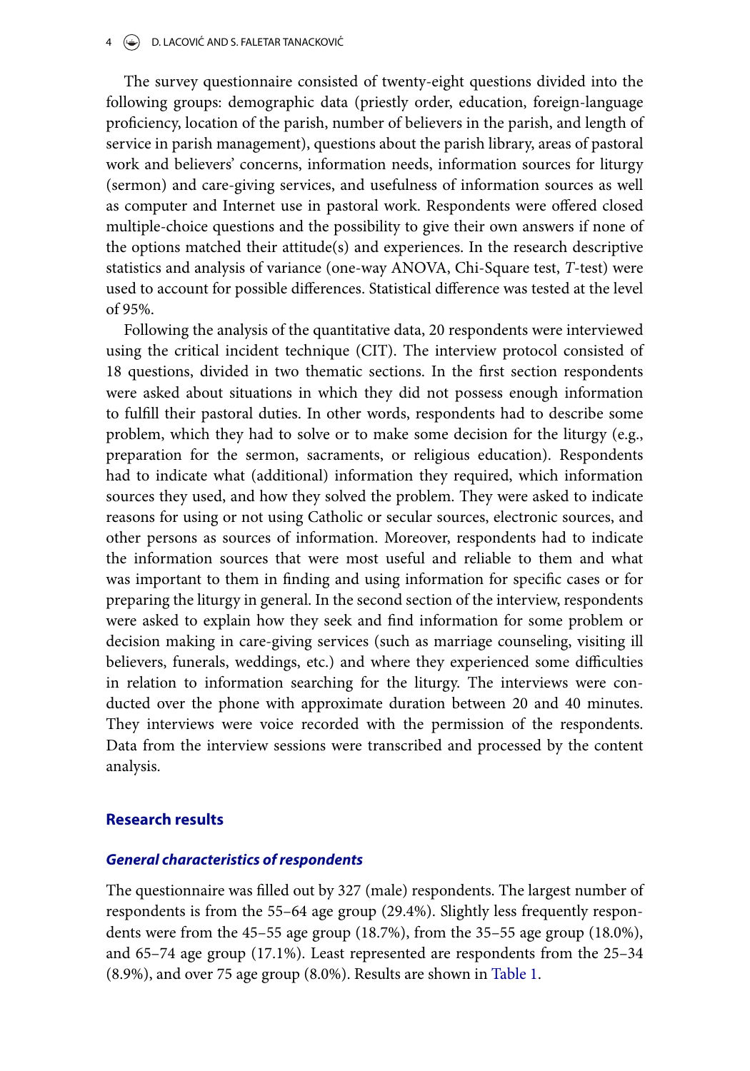The survey questionnaire consisted of twenty-eight questions divided into the following groups: demographic data (priestly order, education, foreign-language proficiency, location of the parish, number of believers in the parish, and length of service in parish management), questions about the parish library, areas of pastoral work and believers' concerns, information needs, information sources for liturgy (sermon) and care-giving services, and usefulness of information sources as well as computer and Internet use in pastoral work. Respondents were offered closed multiple-choice questions and the possibility to give their own answers if none of the options matched their attitude(s) and experiences. In the research descriptive statistics and analysis of variance (one-way ANOVA, Chi-Square test, *T*-test) were used to account for possible differences. Statistical difference was tested at the level of 95%.

Following the analysis of the quantitative data, 20 respondents were interviewed using the critical incident technique (CIT). The interview protocol consisted of 18 questions, divided in two thematic sections. In the first section respondents were asked about situations in which they did not possess enough information to fulfill their pastoral duties. In other words, respondents had to describe some problem, which they had to solve or to make some decision for the liturgy (e.g., preparation for the sermon, sacraments, or religious education). Respondents had to indicate what (additional) information they required, which information sources they used, and how they solved the problem. They were asked to indicate reasons for using or not using Catholic or secular sources, electronic sources, and other persons as sources of information. Moreover, respondents had to indicate the information sources that were most useful and reliable to them and what was important to them in finding and using information for specific cases or for preparing the liturgy in general. In the second section of the interview, respondents were asked to explain how they seek and find information for some problem or decision making in care-giving services (such as marriage counseling, visiting ill believers, funerals, weddings, etc.) and where they experienced some difficulties in relation to information searching for the liturgy. The interviews were conducted over the phone with approximate duration between 20 and 40 minutes. They interviews were voice recorded with the permission of the respondents. Data from the interview sessions were transcribed and processed by the content analysis.

## Research results

### *General characteristics of respondents*

The questionnaire was filled out by 327 (male) respondents. The largest number of respondents is from the 55–64 age group (29.4%). Slightly less frequently respondents were from the 45–55 age group (18.7%), from the 35–55 age group (18.0%), and 65–74 age group (17.1%). Least represented are respondents from the 25–34 (8.9%), and over 75 age group (8.0%). Results are shown in Table 1.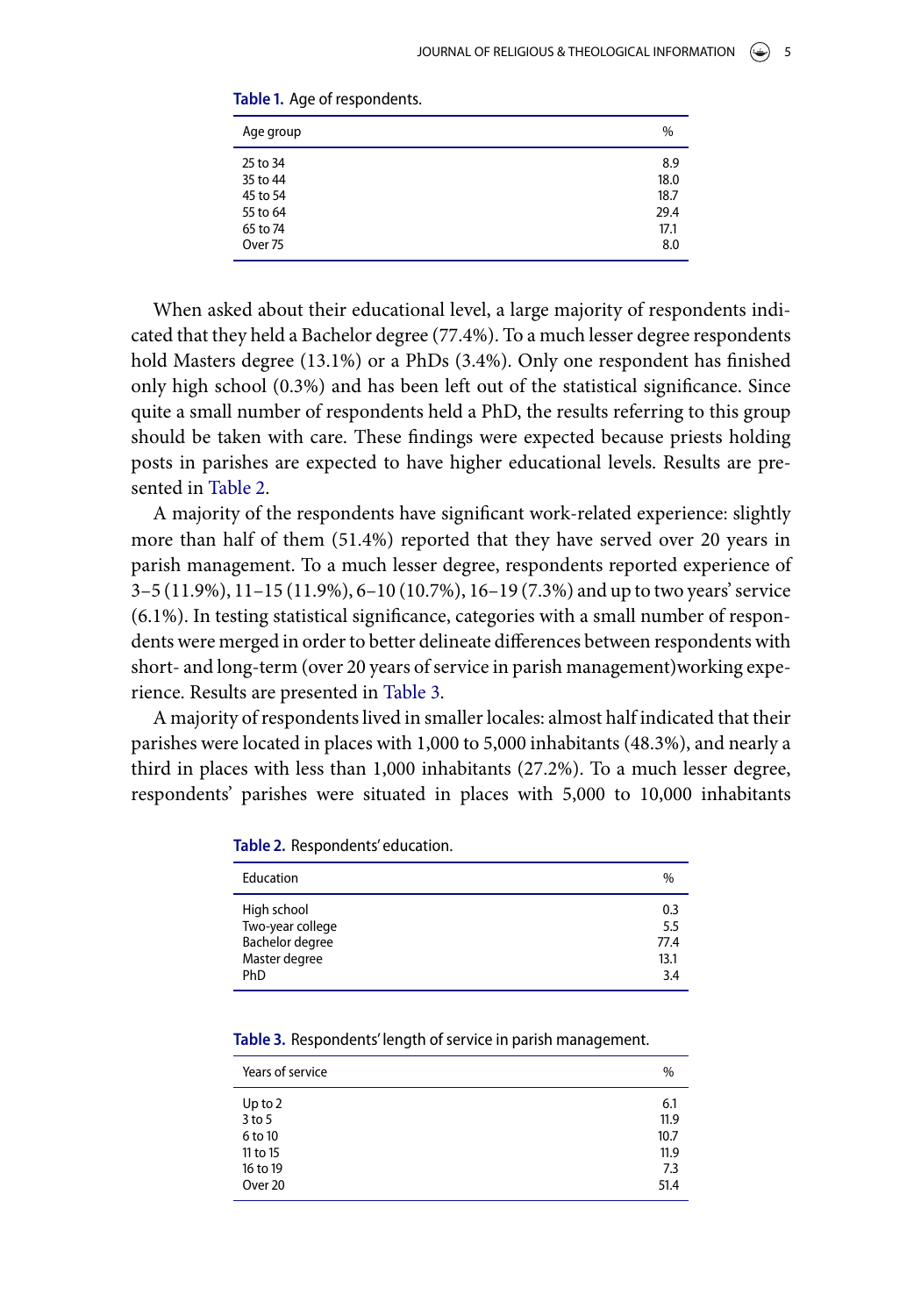**Table 1.** Age of respondents.

| Age group | % |
|---|---|
| 25 to 34 | 8.9 |
| 35 to 44 | 18.0 |
| 45 to 54 | 18.7 |
| 55 to 64 | 29.4 |
| 65 to 74 | 17.1 |
| Over 75 | 8.0 |

When asked about their educational level, a large majority of respondents indicated that they held a Bachelor degree (77.4%). To a much lesser degree respondents hold Masters degree (13.1%) or a PhDs (3.4%). Only one respondent has finished only high school (0.3%) and has been left out of the statistical significance. Since quite a small number of respondents held a PhD, the results referring to this group should be taken with care. These findings were expected because priests holding posts in parishes are expected to have higher educational levels. Results are presented in Table 2.

A majority of the respondents have significant work-related experience: slightly more than half of them (51.4%) reported that they have served over 20 years in parish management. To a much lesser degree, respondents reported experience of 3–5 (11.9%), 11–15 (11.9%), 6–10 (10.7%), 16–19 (7.3%) and up to two years' service (6.1%). In testing statistical significance, categories with a small number of respondents were merged in order to better delineate differences between respondents with short- and long-term (over 20 years of service in parish management)working experience. Results are presented in Table 3.

A majority of respondents lived in smaller locales: almost half indicated that their parishes were located in places with 1,000 to 5,000 inhabitants (48.3%), and nearly a third in places with less than 1,000 inhabitants (27.2%). To a much lesser degree, respondents' parishes were situated in places with 5,000 to 10,000 inhabitants

**Table 2.** Respondents' education.

| Education | % |
|---|---|
| High school | 0.3 |
| Two-year college | 5.5 |
| Bachelor degree | 77.4 |
| Master degree | 13.1 |
| PhD | 3.4 |

**Table 3.** Respondents' length of service in parish management.

| Years of service | % |
|---|---|
| Up to 2 | 6.1 |
| 3 to 5 | 11.9 |
| 6 to 10 | 10.7 |
| 11 to 15 | 11.9 |
| 16 to 19 | 7.3 |
| Over 20 | 51.4 |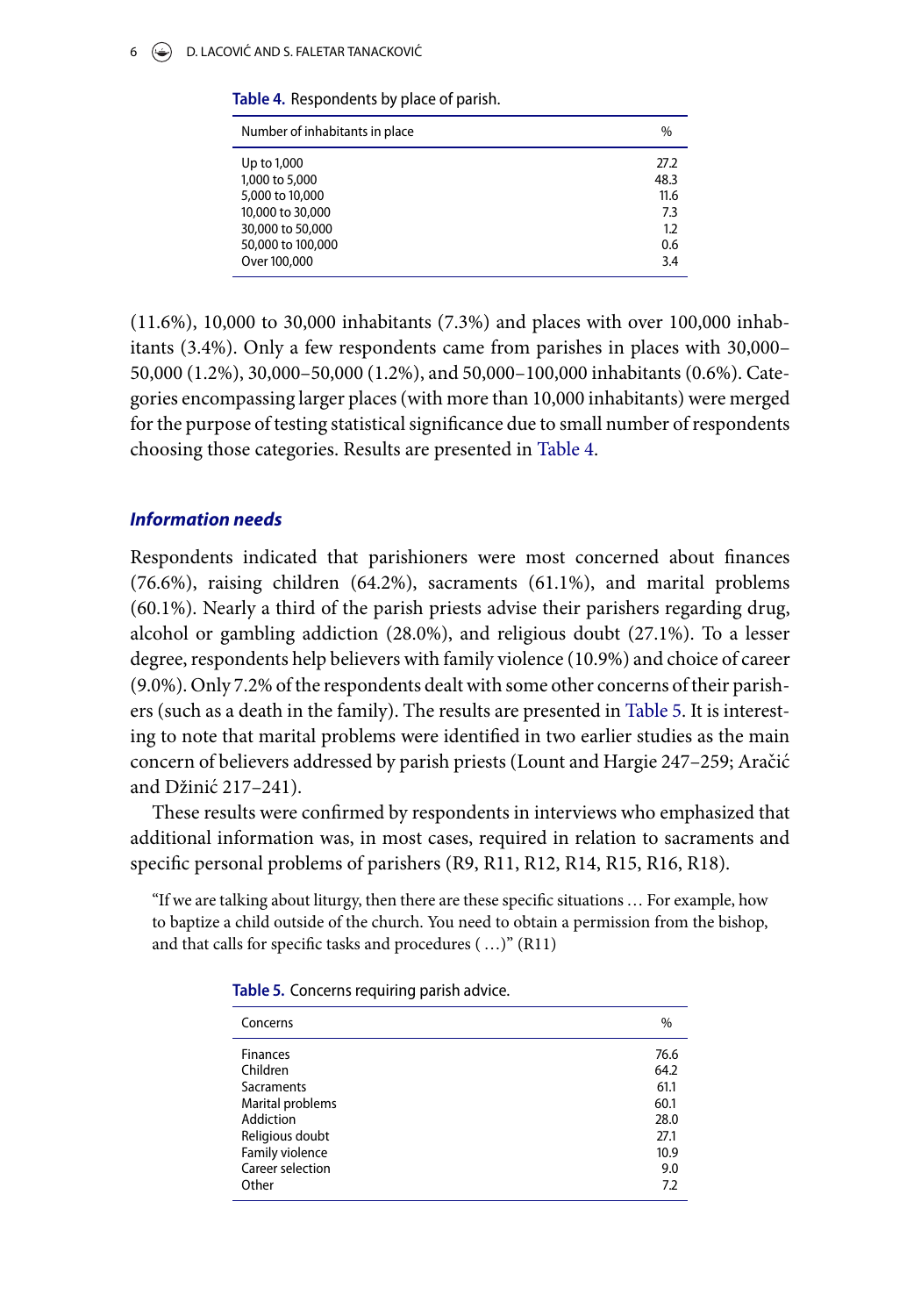**Table 4.** Respondents by place of parish.

| Number of inhabitants in place | % |
|---|---|
| Up to 1,000 | 27.2 |
| 1,000 to 5,000 | 48.3 |
| 5,000 to 10,000 | 11.6 |
| 10,000 to 30,000 | 7.3 |
| 30,000 to 50,000 | 1.2 |
| 50,000 to 100,000 | 0.6 |
| Over 100,000 | 3.4 |

(11.6%), 10,000 to 30,000 inhabitants (7.3%) and places with over 100,000 inhabitants (3.4%). Only a few respondents came from parishes in places with 30,000–50,000 (1.2%), 30,000–50,000 (1.2%), and 50,000–100,000 inhabitants (0.6%). Categories encompassing larger places (with more than 10,000 inhabitants) were merged for the purpose of testing statistical significance due to small number of respondents choosing those categories. Results are presented in Table 4.

### *Information needs*

Respondents indicated that parishioners were most concerned about finances (76.6%), raising children (64.2%), sacraments (61.1%), and marital problems (60.1%). Nearly a third of the parish priests advise their parishers regarding drug, alcohol or gambling addiction (28.0%), and religious doubt (27.1%). To a lesser degree, respondents help believers with family violence (10.9%) and choice of career (9.0%). Only 7.2% of the respondents dealt with some other concerns of their parishers (such as a death in the family). The results are presented in Table 5. It is interesting to note that marital problems were identified in two earlier studies as the main concern of believers addressed by parish priests (Lount and Hargie 247–259; Aračić and Džinić 217–241).

These results were confirmed by respondents in interviews who emphasized that additional information was, in most cases, required in relation to sacraments and specific personal problems of parishers (R9, R11, R12, R14, R15, R16, R18).

> "If we are talking about liturgy, then there are these specific situations … For example, how to baptize a child outside of the church. You need to obtain a permission from the bishop, and that calls for specific tasks and procedures ( …)" (R11)

**Table 5.** Concerns requiring parish advice.

| Concerns | % |
|---|---|
| Finances | 76.6 |
| Children | 64.2 |
| Sacraments | 61.1 |
| Marital problems | 60.1 |
| Addiction | 28.0 |
| Religious doubt | 27.1 |
| Family violence | 10.9 |
| Career selection | 9.0 |
| Other | 7.2 |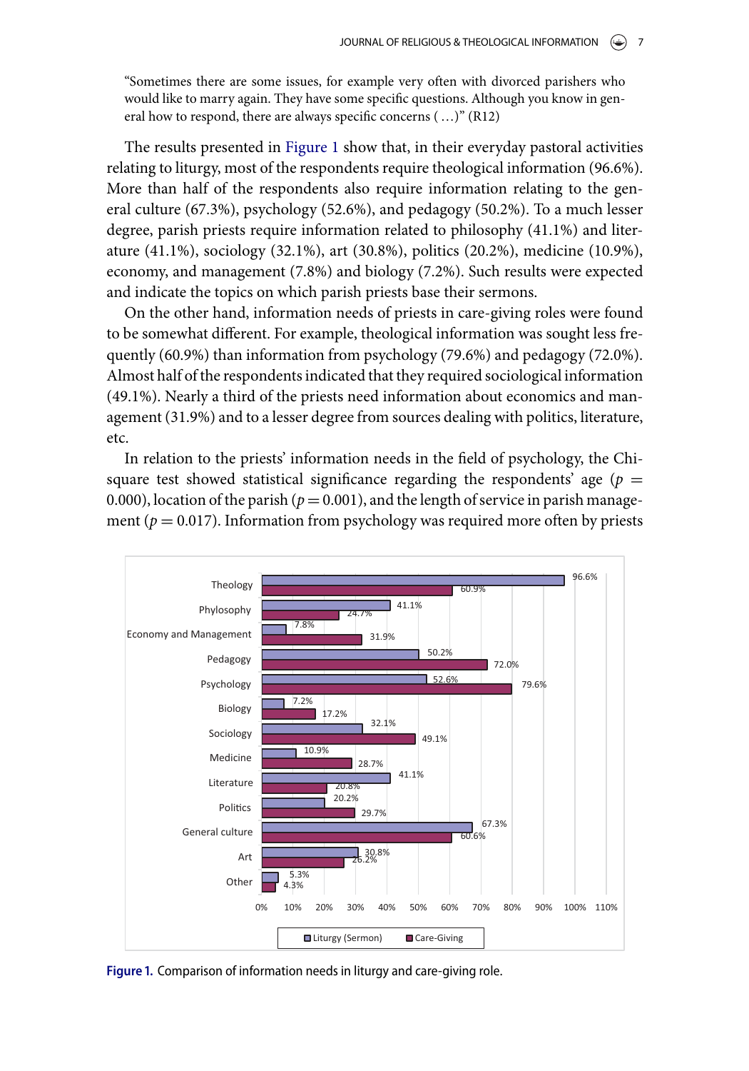"Sometimes there are some issues, for example very often with divorced parishers who would like to marry again. They have some specific questions. Although you know in general how to respond, there are always specific concerns ( …)" (R12)

The results presented in Figure 1 show that, in their everyday pastoral activities relating to liturgy, most of the respondents require theological information (96.6%). More than half of the respondents also require information relating to the general culture (67.3%), psychology (52.6%), and pedagogy (50.2%). To a much lesser degree, parish priests require information related to philosophy (41.1%) and literature (41.1%), sociology (32.1%), art (30.8%), politics (20.2%), medicine (10.9%), economy, and management (7.8%) and biology (7.2%). Such results were expected and indicate the topics on which parish priests base their sermons.

On the other hand, information needs of priests in care-giving roles were found to be somewhat different. For example, theological information was sought less frequently (60.9%) than information from psychology (79.6%) and pedagogy (72.0%). Almost half of the respondents indicated that they required sociological information (49.1%). Nearly a third of the priests need information about economics and management (31.9%) and to a lesser degree from sources dealing with politics, literature, etc.

In relation to the priests' information needs in the field of psychology, the Chi-square test showed statistical significance regarding the respondents' age ($p = 0.000$), location of the parish ($p = 0.001$), and the length of service in parish management ($p = 0.017$). Information from psychology was required more often by priests

| | Liturgy (Sermon) | Care-Giving |
|---|---|---|
| Theology | 96.6% | 60.9% |
| Phylosophy | 41.1% | 24.7% |
| Economy and Management | 7.8% | 31.9% |
| Pedagogy | 50.2% | 72.0% |
| Psychology | 52.6% | 79.6% |
| Biology | 7.2% | 17.2% |
| Sociology | 32.1% | 49.1% |
| Medicine | 10.9% | 28.7% |
| Literature | 41.1% | 20.8% |
| Politics | 20.2% | 29.7% |
| General culture | 67.3% | 60.6% |
| Art | 30.8% | 26.2% |
| Other | 5.3% | 4.3% |

**Figure 1.** Comparison of information needs in liturgy and care-giving role.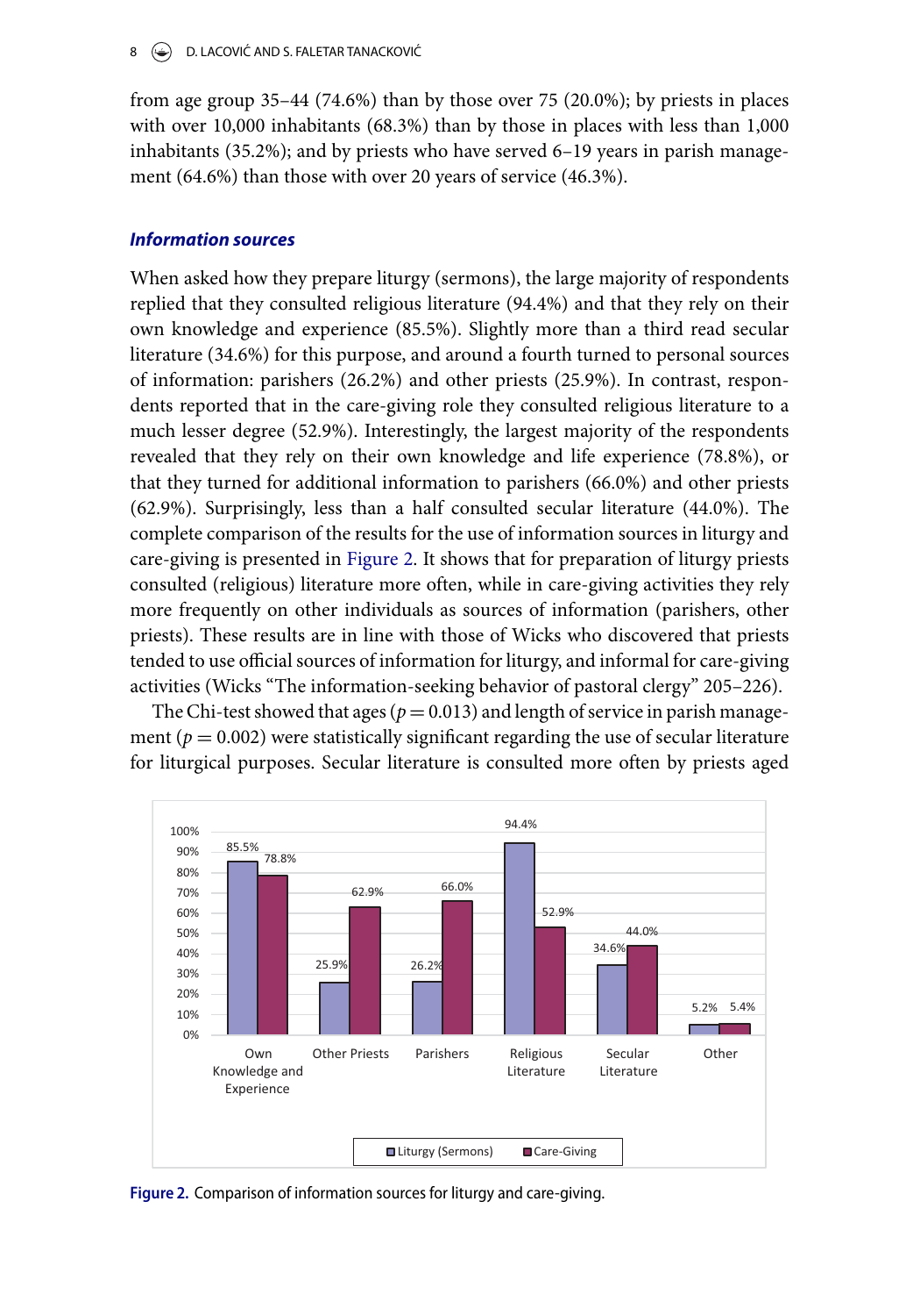from age group 35–44 (74.6%) than by those over 75 (20.0%); by priests in places with over 10,000 inhabitants (68.3%) than by those in places with less than 1,000 inhabitants (35.2%); and by priests who have served 6–19 years in parish management (64.6%) than those with over 20 years of service (46.3%).

### Information sources

When asked how they prepare liturgy (sermons), the large majority of respondents replied that they consulted religious literature (94.4%) and that they rely on their own knowledge and experience (85.5%). Slightly more than a third read secular literature (34.6%) for this purpose, and around a fourth turned to personal sources of information: parishers (26.2%) and other priests (25.9%). In contrast, respondents reported that in the care-giving role they consulted religious literature to a much lesser degree (52.9%). Interestingly, the largest majority of the respondents revealed that they rely on their own knowledge and life experience (78.8%), or that they turned for additional information to parishers (66.0%) and other priests (62.9%). Surprisingly, less than a half consulted secular literature (44.0%). The complete comparison of the results for the use of information sources in liturgy and care-giving is presented in Figure 2. It shows that for preparation of liturgy priests consulted (religious) literature more often, while in care-giving activities they rely more frequently on other individuals as sources of information (parishers, other priests). These results are in line with those of Wicks who discovered that priests tended to use official sources of information for liturgy, and informal for care-giving activities (Wicks "The information-seeking behavior of pastoral clergy" 205–226).

The Chi-test showed that ages ($p = 0.013$) and length of service in parish management ($p = 0.002$) were statistically significant regarding the use of secular literature for liturgical purposes. Secular literature is consulted more often by priests aged

| | Liturgy (Sermons) | Care-Giving |
|---|---|---|
| Own Knowledge and Experience | 85.5% | 78.8% |
| Other Priests | 25.9% | 62.9% |
| Parishers | 26.2% | 66.0% |
| Religious Literature | 94.4% | 52.9% |
| Secular Literature | 34.6% | 44.0% |
| Other | 5.2% | 5.4% |

**Figure 2.** Comparison of information sources for liturgy and care-giving.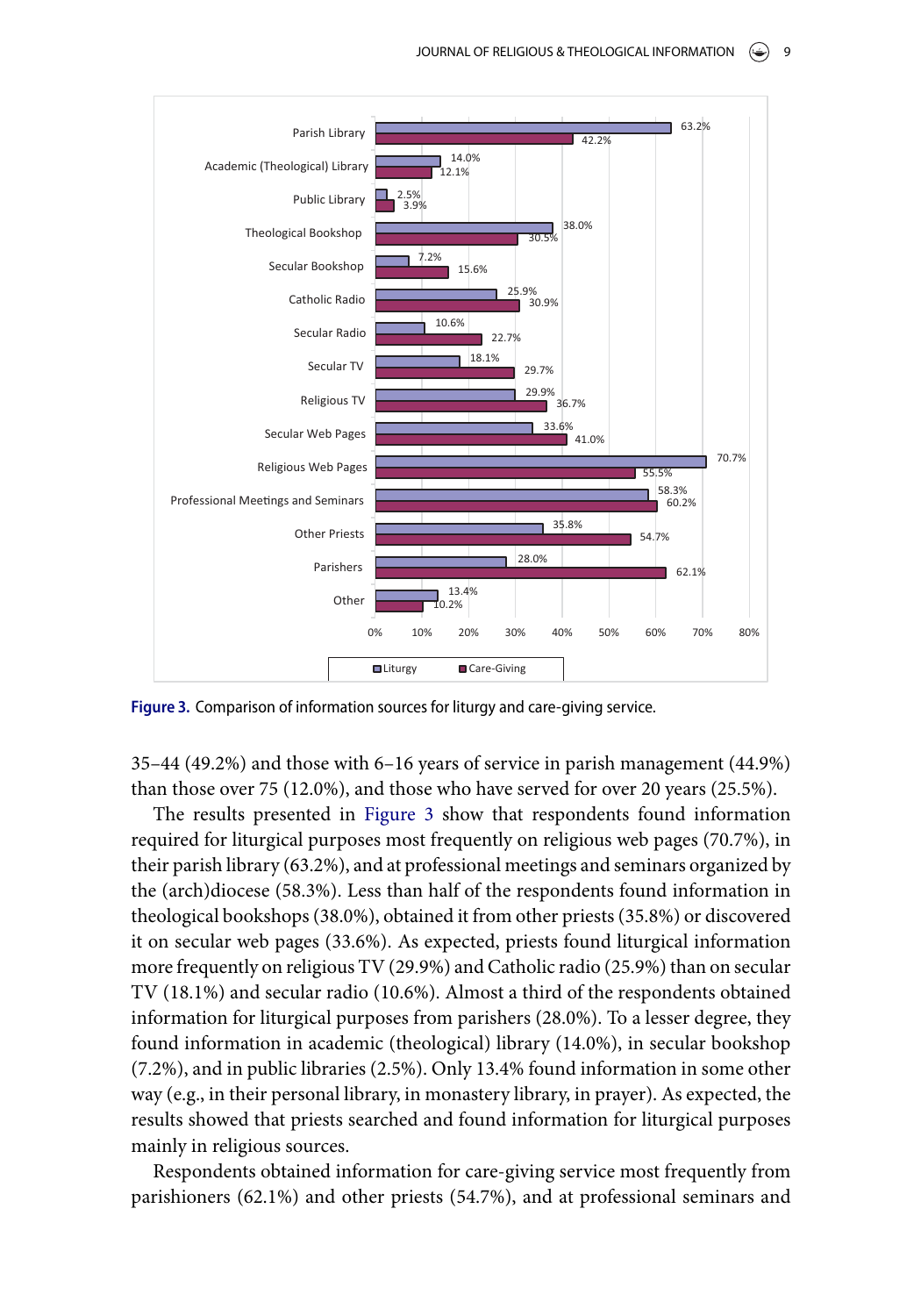| Source | Liturgy | Care-Giving |
|---|---|---|
| Parish Library | 63.2% | 42.2% |
| Academic (Theological) Library | 14.0% | 12.1% |
| Public Library | 2.5% | 3.9% |
| Theological Bookshop | 38.0% | 30.5% |
| Secular Bookshop | 7.2% | 15.6% |
| Catholic Radio | 25.9% | 30.9% |
| Secular Radio | 10.6% | 22.7% |
| Secular TV | 18.1% | 29.7% |
| Religious TV | 29.9% | 36.7% |
| Secular Web Pages | 33.6% | 41.0% |
| Religious Web Pages | 70.7% | 55.5% |
| Professional Meetings and Seminars | 58.3% | 60.2% |
| Other Priests | 35.8% | 54.7% |
| Parishers | 28.0% | 62.1% |
| Other | 13.4% | 10.2% |

**Figure 3.** Comparison of information sources for liturgy and care-giving service.

35–44 (49.2%) and those with 6–16 years of service in parish management (44.9%) than those over 75 (12.0%), and those who have served for over 20 years (25.5%).

The results presented in Figure 3 show that respondents found information required for liturgical purposes most frequently on religious web pages (70.7%), in their parish library (63.2%), and at professional meetings and seminars organized by the (arch)diocese (58.3%). Less than half of the respondents found information in theological bookshops (38.0%), obtained it from other priests (35.8%) or discovered it on secular web pages (33.6%). As expected, priests found liturgical information more frequently on religious TV (29.9%) and Catholic radio (25.9%) than on secular TV (18.1%) and secular radio (10.6%). Almost a third of the respondents obtained information for liturgical purposes from parishers (28.0%). To a lesser degree, they found information in academic (theological) library (14.0%), in secular bookshop (7.2%), and in public libraries (2.5%). Only 13.4% found information in some other way (e.g., in their personal library, in monastery library, in prayer). As expected, the results showed that priests searched and found information for liturgical purposes mainly in religious sources.

Respondents obtained information for care-giving service most frequently from parishioners (62.1%) and other priests (54.7%), and at professional seminars and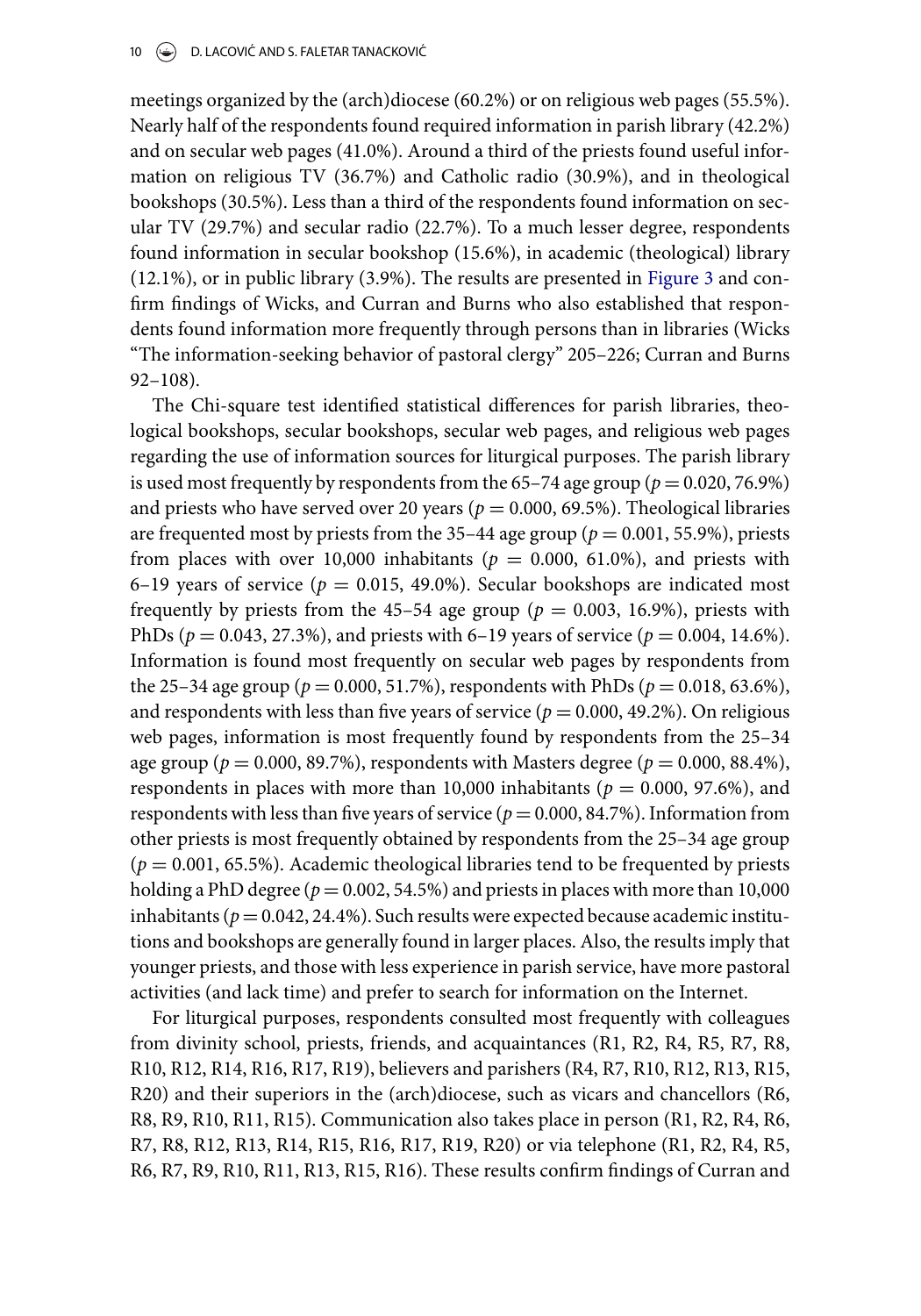meetings organized by the (arch)diocese (60.2%) or on religious web pages (55.5%). Nearly half of the respondents found required information in parish library (42.2%) and on secular web pages (41.0%). Around a third of the priests found useful information on religious TV (36.7%) and Catholic radio (30.9%), and in theological bookshops (30.5%). Less than a third of the respondents found information on secular TV (29.7%) and secular radio (22.7%). To a much lesser degree, respondents found information in secular bookshop (15.6%), in academic (theological) library (12.1%), or in public library (3.9%). The results are presented in Figure 3 and confirm findings of Wicks, and Curran and Burns who also established that respondents found information more frequently through persons than in libraries (Wicks "The information-seeking behavior of pastoral clergy" 205–226; Curran and Burns 92–108).

The Chi-square test identified statistical differences for parish libraries, theological bookshops, secular bookshops, secular web pages, and religious web pages regarding the use of information sources for liturgical purposes. The parish library is used most frequently by respondents from the 65–74 age group ($p = 0.020$, 76.9%) and priests who have served over 20 years ($p = 0.000$, 69.5%). Theological libraries are frequented most by priests from the 35–44 age group ($p = 0.001$, 55.9%), priests from places with over 10,000 inhabitants ($p = 0.000$, 61.0%), and priests with 6–19 years of service ($p = 0.015$, 49.0%). Secular bookshops are indicated most frequently by priests from the 45–54 age group ($p = 0.003$, 16.9%), priests with PhDs ($p = 0.043$, 27.3%), and priests with 6–19 years of service ($p = 0.004$, 14.6%). Information is found most frequently on secular web pages by respondents from the 25–34 age group ($p = 0.000$, 51.7%), respondents with PhDs ($p = 0.018$, 63.6%), and respondents with less than five years of service ($p = 0.000$, 49.2%). On religious web pages, information is most frequently found by respondents from the 25–34 age group ($p = 0.000$, 89.7%), respondents with Masters degree ($p = 0.000$, 88.4%), respondents in places with more than 10,000 inhabitants ($p = 0.000$, 97.6%), and respondents with less than five years of service ($p = 0.000$, 84.7%). Information from other priests is most frequently obtained by respondents from the 25–34 age group ($p = 0.001$, 65.5%). Academic theological libraries tend to be frequented by priests holding a PhD degree ($p = 0.002$, 54.5%) and priests in places with more than 10,000 inhabitants ($p = 0.042$, 24.4%). Such results were expected because academic institutions and bookshops are generally found in larger places. Also, the results imply that younger priests, and those with less experience in parish service, have more pastoral activities (and lack time) and prefer to search for information on the Internet.

For liturgical purposes, respondents consulted most frequently with colleagues from divinity school, priests, friends, and acquaintances (R1, R2, R4, R5, R7, R8, R10, R12, R14, R16, R17, R19), believers and parishers (R4, R7, R10, R12, R13, R15, R20) and their superiors in the (arch)diocese, such as vicars and chancellors (R6, R8, R9, R10, R11, R15). Communication also takes place in person (R1, R2, R4, R6, R7, R8, R12, R13, R14, R15, R16, R17, R19, R20) or via telephone (R1, R2, R4, R5, R6, R7, R9, R10, R11, R13, R15, R16). These results confirm findings of Curran and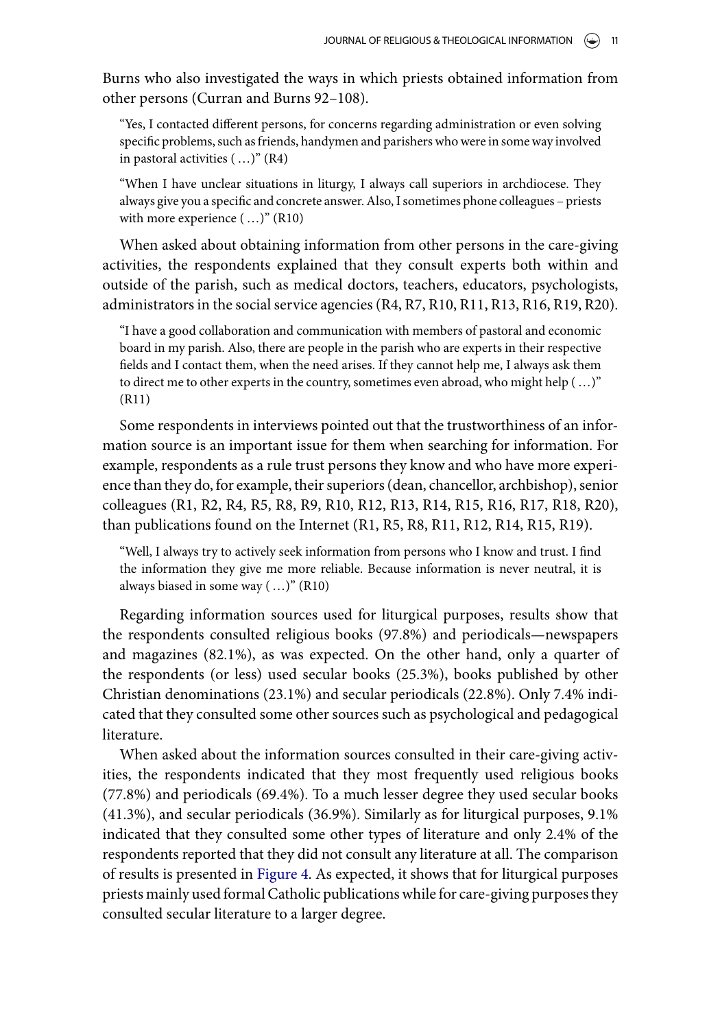Burns who also investigated the ways in which priests obtained information from other persons (Curran and Burns 92–108).

> "Yes, I contacted different persons, for concerns regarding administration or even solving specific problems, such as friends, handymen and parishers who were in some way involved in pastoral activities ( …)" (R4)

> "When I have unclear situations in liturgy, I always call superiors in archdiocese. They always give you a specific and concrete answer. Also, I sometimes phone colleagues – priests with more experience ( …)" (R10)

When asked about obtaining information from other persons in the care-giving activities, the respondents explained that they consult experts both within and outside of the parish, such as medical doctors, teachers, educators, psychologists, administrators in the social service agencies (R4, R7, R10, R11, R13, R16, R19, R20).

> "I have a good collaboration and communication with members of pastoral and economic board in my parish. Also, there are people in the parish who are experts in their respective fields and I contact them, when the need arises. If they cannot help me, I always ask them to direct me to other experts in the country, sometimes even abroad, who might help ( …)" (R11)

Some respondents in interviews pointed out that the trustworthiness of an information source is an important issue for them when searching for information. For example, respondents as a rule trust persons they know and who have more experience than they do, for example, their superiors (dean, chancellor, archbishop), senior colleagues (R1, R2, R4, R5, R8, R9, R10, R12, R13, R14, R15, R16, R17, R18, R20), than publications found on the Internet (R1, R5, R8, R11, R12, R14, R15, R19).

> "Well, I always try to actively seek information from persons who I know and trust. I find the information they give me more reliable. Because information is never neutral, it is always biased in some way ( …)" (R10)

Regarding information sources used for liturgical purposes, results show that the respondents consulted religious books (97.8%) and periodicals—newspapers and magazines (82.1%), as was expected. On the other hand, only a quarter of the respondents (or less) used secular books (25.3%), books published by other Christian denominations (23.1%) and secular periodicals (22.8%). Only 7.4% indicated that they consulted some other sources such as psychological and pedagogical literature.

When asked about the information sources consulted in their care-giving activities, the respondents indicated that they most frequently used religious books (77.8%) and periodicals (69.4%). To a much lesser degree they used secular books (41.3%), and secular periodicals (36.9%). Similarly as for liturgical purposes, 9.1% indicated that they consulted some other types of literature and only 2.4% of the respondents reported that they did not consult any literature at all. The comparison of results is presented in Figure 4. As expected, it shows that for liturgical purposes priests mainly used formal Catholic publications while for care-giving purposes they consulted secular literature to a larger degree.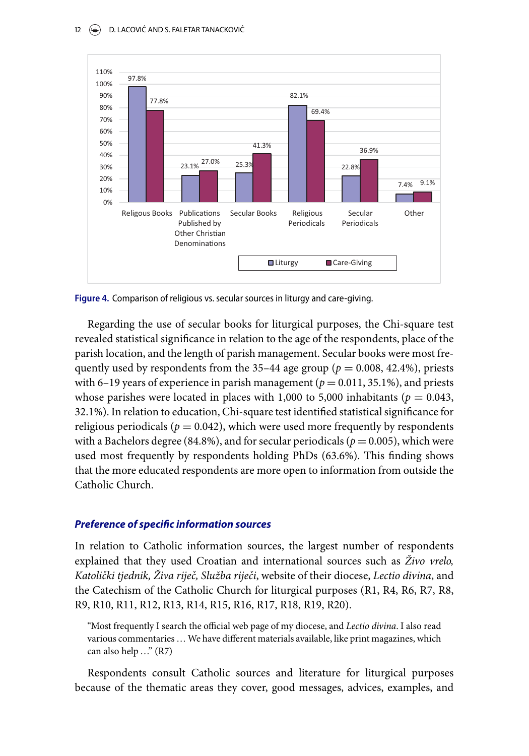Figure 4. Comparison of religious vs. secular sources in liturgy and care-giving.

Regarding the use of secular books for liturgical purposes, the Chi-square test revealed statistical significance in relation to the age of the respondents, place of the parish location, and the length of parish management. Secular books were most frequently used by respondents from the 35–44 age group ($p = 0.008$, 42.4%), priests with 6–19 years of experience in parish management ($p = 0.011$, 35.1%), and priests whose parishes were located in places with 1,000 to 5,000 inhabitants ($p = 0.043$, 32.1%). In relation to education, Chi-square test identified statistical significance for religious periodicals ($p = 0.042$), which were used more frequently by respondents with a Bachelors degree (84.8%), and for secular periodicals ($p = 0.005$), which were used most frequently by respondents holding PhDs (63.6%). This finding shows that the more educated respondents are more open to information from outside the Catholic Church.

### *Preference of specific information sources*

In relation to Catholic information sources, the largest number of respondents explained that they used Croatian and international sources such as *Živo vrelo, Katolički tjednik, Živa riječ, Služba riječi*, website of their diocese, *Lectio divina*, and the Catechism of the Catholic Church for liturgical purposes (R1, R4, R6, R7, R8, R9, R10, R11, R12, R13, R14, R15, R16, R17, R18, R19, R20).

> "Most frequently I search the official web page of my diocese, and *Lectio divina*. I also read various commentaries … We have different materials available, like print magazines, which can also help …" (R7)

Respondents consult Catholic sources and literature for liturgical purposes because of the thematic areas they cover, good messages, advices, examples, and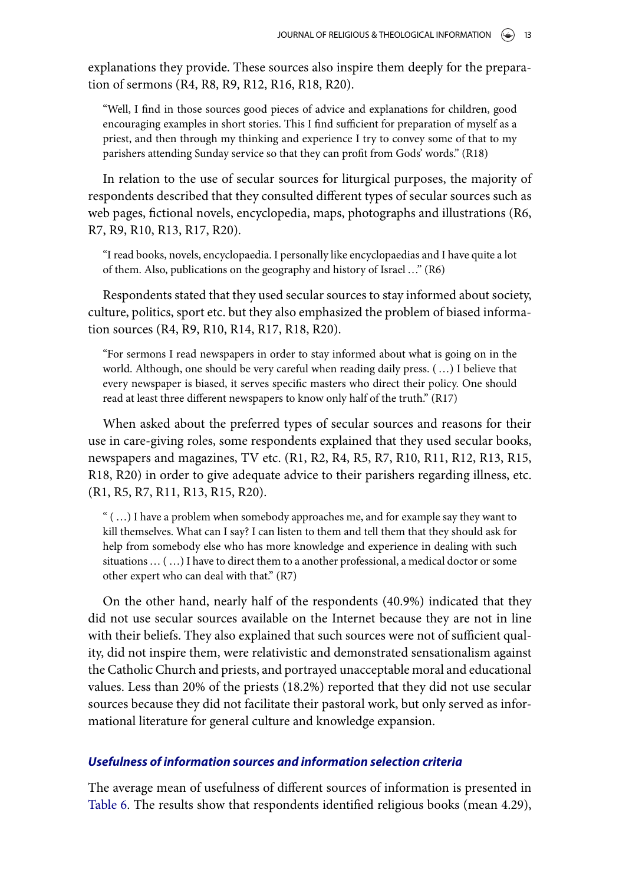explanations they provide. These sources also inspire them deeply for the preparation of sermons (R4, R8, R9, R12, R16, R18, R20).

> "Well, I find in those sources good pieces of advice and explanations for children, good encouraging examples in short stories. This I find sufficient for preparation of myself as a priest, and then through my thinking and experience I try to convey some of that to my parishers attending Sunday service so that they can profit from Gods' words." (R18)

In relation to the use of secular sources for liturgical purposes, the majority of respondents described that they consulted different types of secular sources such as web pages, fictional novels, encyclopedia, maps, photographs and illustrations (R6, R7, R9, R10, R13, R17, R20).

> "I read books, novels, encyclopaedia. I personally like encyclopaedias and I have quite a lot of them. Also, publications on the geography and history of Israel …" (R6)

Respondents stated that they used secular sources to stay informed about society, culture, politics, sport etc. but they also emphasized the problem of biased information sources (R4, R9, R10, R14, R17, R18, R20).

> "For sermons I read newspapers in order to stay informed about what is going on in the world. Although, one should be very careful when reading daily press. ( …) I believe that every newspaper is biased, it serves specific masters who direct their policy. One should read at least three different newspapers to know only half of the truth." (R17)

When asked about the preferred types of secular sources and reasons for their use in care-giving roles, some respondents explained that they used secular books, newspapers and magazines, TV etc. (R1, R2, R4, R5, R7, R10, R11, R12, R13, R15, R18, R20) in order to give adequate advice to their parishers regarding illness, etc. (R1, R5, R7, R11, R13, R15, R20).

> " ( …) I have a problem when somebody approaches me, and for example say they want to kill themselves. What can I say? I can listen to them and tell them that they should ask for help from somebody else who has more knowledge and experience in dealing with such situations … ( …) I have to direct them to a another professional, a medical doctor or some other expert who can deal with that." (R7)

On the other hand, nearly half of the respondents (40.9%) indicated that they did not use secular sources available on the Internet because they are not in line with their beliefs. They also explained that such sources were not of sufficient quality, did not inspire them, were relativistic and demonstrated sensationalism against the Catholic Church and priests, and portrayed unacceptable moral and educational values. Less than 20% of the priests (18.2%) reported that they did not use secular sources because they did not facilitate their pastoral work, but only served as informational literature for general culture and knowledge expansion.

### *Usefulness of information sources and information selection criteria*

The average mean of usefulness of different sources of information is presented in Table 6. The results show that respondents identified religious books (mean 4.29),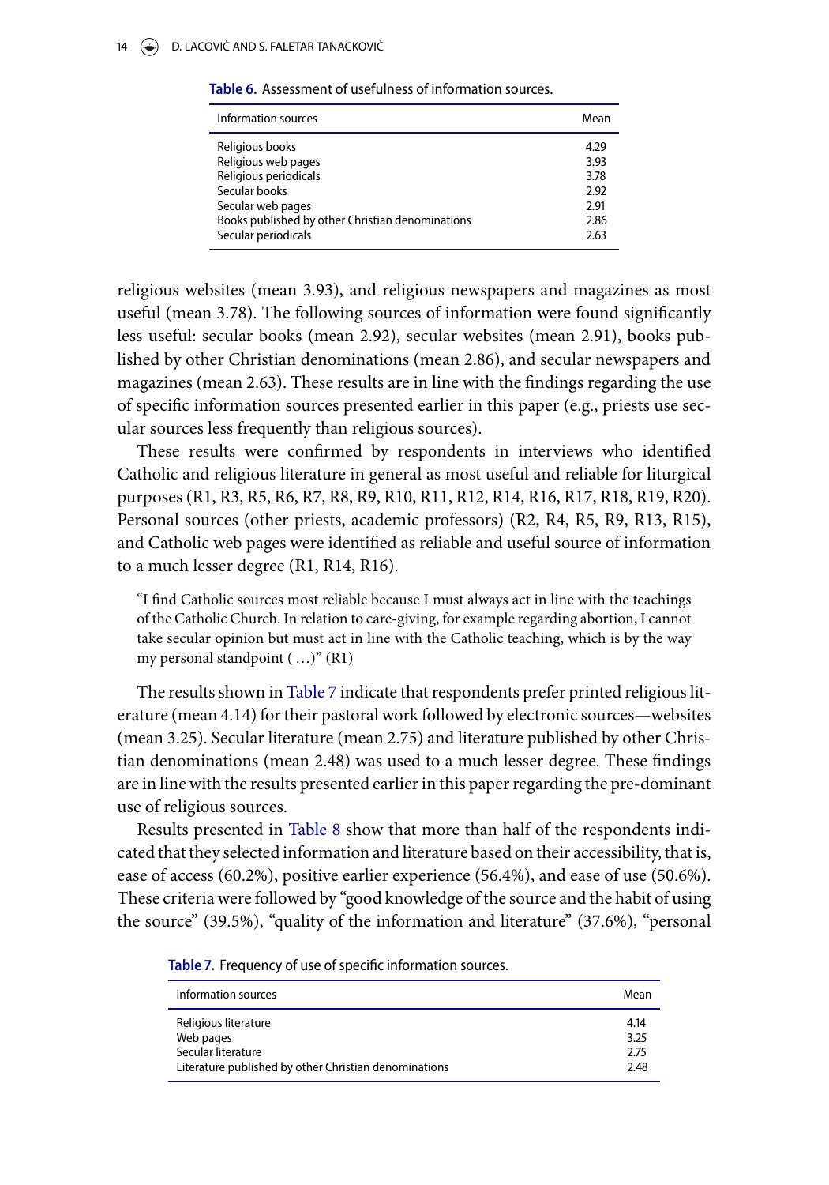**Table 6.** Assessment of usefulness of information sources.

| Information sources | Mean |
|---|---|
| Religious books | 4.29 |
| Religious web pages | 3.93 |
| Religious periodicals | 3.78 |
| Secular books | 2.92 |
| Secular web pages | 2.91 |
| Books published by other Christian denominations | 2.86 |
| Secular periodicals | 2.63 |

religious websites (mean 3.93), and religious newspapers and magazines as most useful (mean 3.78). The following sources of information were found significantly less useful: secular books (mean 2.92), secular websites (mean 2.91), books published by other Christian denominations (mean 2.86), and secular newspapers and magazines (mean 2.63). These results are in line with the findings regarding the use of specific information sources presented earlier in this paper (e.g., priests use secular sources less frequently than religious sources).

These results were confirmed by respondents in interviews who identified Catholic and religious literature in general as most useful and reliable for liturgical purposes (R1, R3, R5, R6, R7, R8, R9, R10, R11, R12, R14, R16, R17, R18, R19, R20). Personal sources (other priests, academic professors) (R2, R4, R5, R9, R13, R15), and Catholic web pages were identified as reliable and useful source of information to a much lesser degree (R1, R14, R16).

> "I find Catholic sources most reliable because I must always act in line with the teachings of the Catholic Church. In relation to care-giving, for example regarding abortion, I cannot take secular opinion but must act in line with the Catholic teaching, which is by the way my personal standpoint ( …)" (R1)

The results shown in Table 7 indicate that respondents prefer printed religious literature (mean 4.14) for their pastoral work followed by electronic sources—websites (mean 3.25). Secular literature (mean 2.75) and literature published by other Christian denominations (mean 2.48) was used to a much lesser degree. These findings are in line with the results presented earlier in this paper regarding the pre-dominant use of religious sources.

Results presented in Table 8 show that more than half of the respondents indicated that they selected information and literature based on their accessibility, that is, ease of access (60.2%), positive earlier experience (56.4%), and ease of use (50.6%). These criteria were followed by "good knowledge of the source and the habit of using the source" (39.5%), "quality of the information and literature" (37.6%), "personal

**Table 7.** Frequency of use of specific information sources.

| Information sources | Mean |
|---|---|
| Religious literature | 4.14 |
| Web pages | 3.25 |
| Secular literature | 2.75 |
| Literature published by other Christian denominations | 2.48 |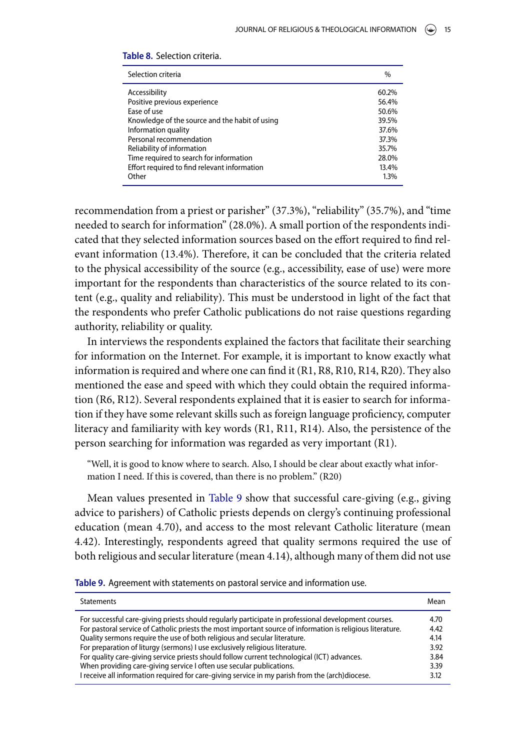**Table 8.** Selection criteria.

| Selection criteria | % |
|---|---|
| Accessibility | 60.2% |
| Positive previous experience | 56.4% |
| Ease of use | 50.6% |
| Knowledge of the source and the habit of using | 39.5% |
| Information quality | 37.6% |
| Personal recommendation | 37.3% |
| Reliability of information | 35.7% |
| Time required to search for information | 28.0% |
| Effort required to find relevant information | 13.4% |
| Other | 1.3% |

recommendation from a priest or parishers" (37.3%), "reliability" (35.7%), and "time needed to search for information" (28.0%). A small portion of the respondents indicated that they selected information sources based on the effort required to find relevant information (13.4%). Therefore, it can be concluded that the criteria related to the physical accessibility of the source (e.g., accessibility, ease of use) were more important for the respondents than characteristics of the source related to its content (e.g., quality and reliability). This must be understood in light of the fact that the respondents who prefer Catholic publications do not raise questions regarding authority, reliability or quality.

In interviews the respondents explained the factors that facilitate their searching for information on the Internet. For example, it is important to know exactly what information is required and where one can find it (R1, R8, R10, R14, R20). They also mentioned the ease and speed with which they could obtain the required information (R6, R12). Several respondents explained that it is easier to search for information if they have some relevant skills such as foreign language proficiency, computer literacy and familiarity with key words (R1, R11, R14). Also, the persistence of the person searching for information was regarded as very important (R1).

> "Well, it is good to know where to search. Also, I should be clear about exactly what information I need. If this is covered, than there is no problem." (R20)

Mean values presented in Table 9 show that successful care-giving (e.g., giving advice to parishers) of Catholic priests depends on clergy's continuing professional education (mean 4.70), and access to the most relevant Catholic literature (mean 4.42). Interestingly, respondents agreed that quality sermons required the use of both religious and secular literature (mean 4.14), although many of them did not use

**Table 9.** Agreement with statements on pastoral service and information use.

| Statements | Mean |
|---|---|
| For successful care-giving priests should regularly participate in professional development courses. | 4.70 |
| For pastoral service of Catholic priests the most important source of information is religious literature. | 4.42 |
| Quality sermons require the use of both religious and secular literature. | 4.14 |
| For preparation of liturgy (sermons) I use exclusively religious literature. | 3.92 |
| For quality care-giving service priests should follow current technological (ICT) advances. | 3.84 |
| When providing care-giving service I often use secular publications. | 3.39 |
| I receive all information required for care-giving service in my parish from the (arch)diocese. | 3.12 |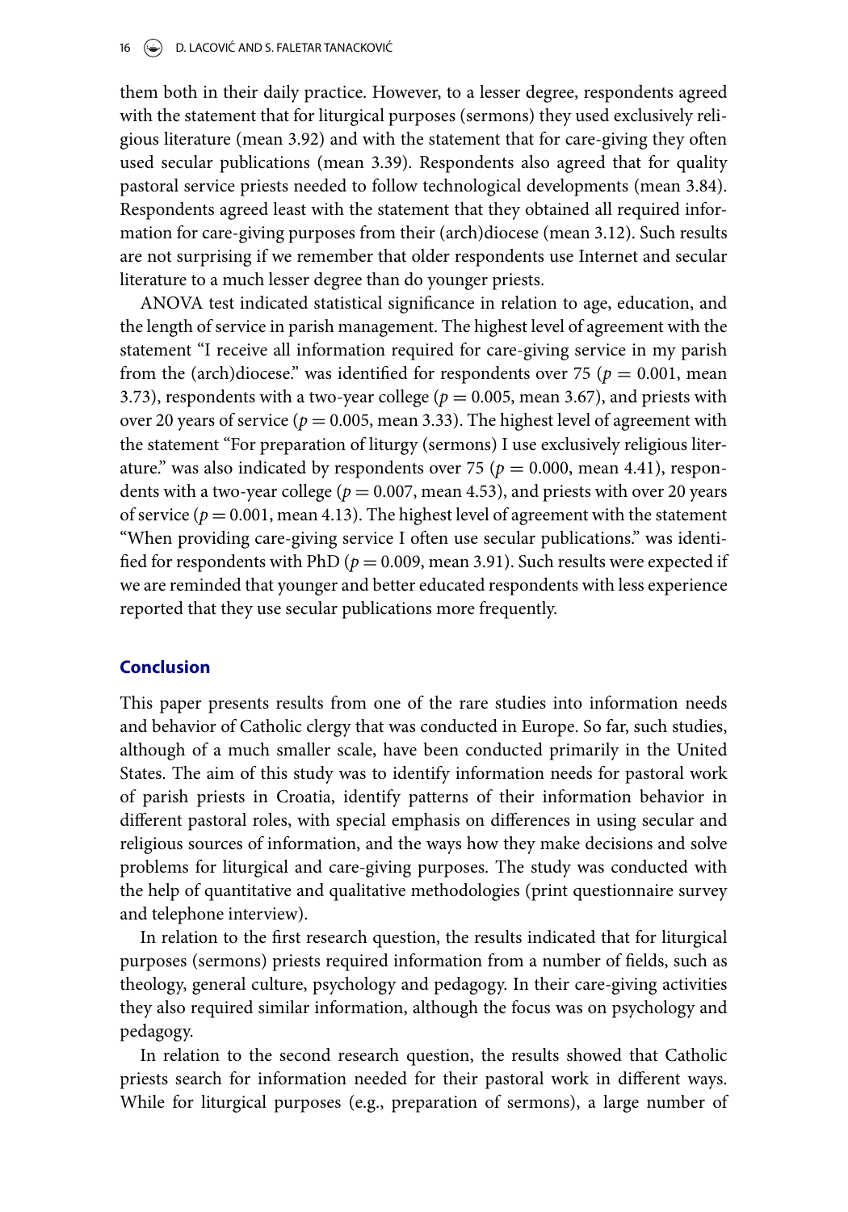them both in their daily practice. However, to a lesser degree, respondents agreed with the statement that for liturgical purposes (sermons) they used exclusively religious literature (mean 3.92) and with the statement that for care-giving they often used secular publications (mean 3.39). Respondents also agreed that for quality pastoral service priests needed to follow technological developments (mean 3.84). Respondents agreed least with the statement that they obtained all required information for care-giving purposes from their (arch)diocese (mean 3.12). Such results are not surprising if we remember that older respondents use Internet and secular literature to a much lesser degree than do younger priests.

ANOVA test indicated statistical significance in relation to age, education, and the length of service in parish management. The highest level of agreement with the statement "I receive all information required for care-giving service in my parish from the (arch)diocese." was identified for respondents over 75 ($p = 0.001$, mean 3.73), respondents with a two-year college ($p = 0.005$, mean 3.67), and priests with over 20 years of service ($p = 0.005$, mean 3.33). The highest level of agreement with the statement "For preparation of liturgy (sermons) I use exclusively religious literature." was also indicated by respondents over 75 ($p = 0.000$, mean 4.41), respondents with a two-year college ($p = 0.007$, mean 4.53), and priests with over 20 years of service ($p = 0.001$, mean 4.13). The highest level of agreement with the statement "When providing care-giving service I often use secular publications." was identified for respondents with PhD ($p = 0.009$, mean 3.91). Such results were expected if we are reminded that younger and better educated respondents with less experience reported that they use secular publications more frequently.

## Conclusion

This paper presents results from one of the rare studies into information needs and behavior of Catholic clergy that was conducted in Europe. So far, such studies, although of a much smaller scale, have been conducted primarily in the United States. The aim of this study was to identify information needs for pastoral work of parish priests in Croatia, identify patterns of their information behavior in different pastoral roles, with special emphasis on differences in using secular and religious sources of information, and the ways how they make decisions and solve problems for liturgical and care-giving purposes. The study was conducted with the help of quantitative and qualitative methodologies (print questionnaire survey and telephone interview).

In relation to the first research question, the results indicated that for liturgical purposes (sermons) priests required information from a number of fields, such as theology, general culture, psychology and pedagogy. In their care-giving activities they also required similar information, although the focus was on psychology and pedagogy.

In relation to the second research question, the results showed that Catholic priests search for information needed for their pastoral work in different ways. While for liturgical purposes (e.g., preparation of sermons), a large number of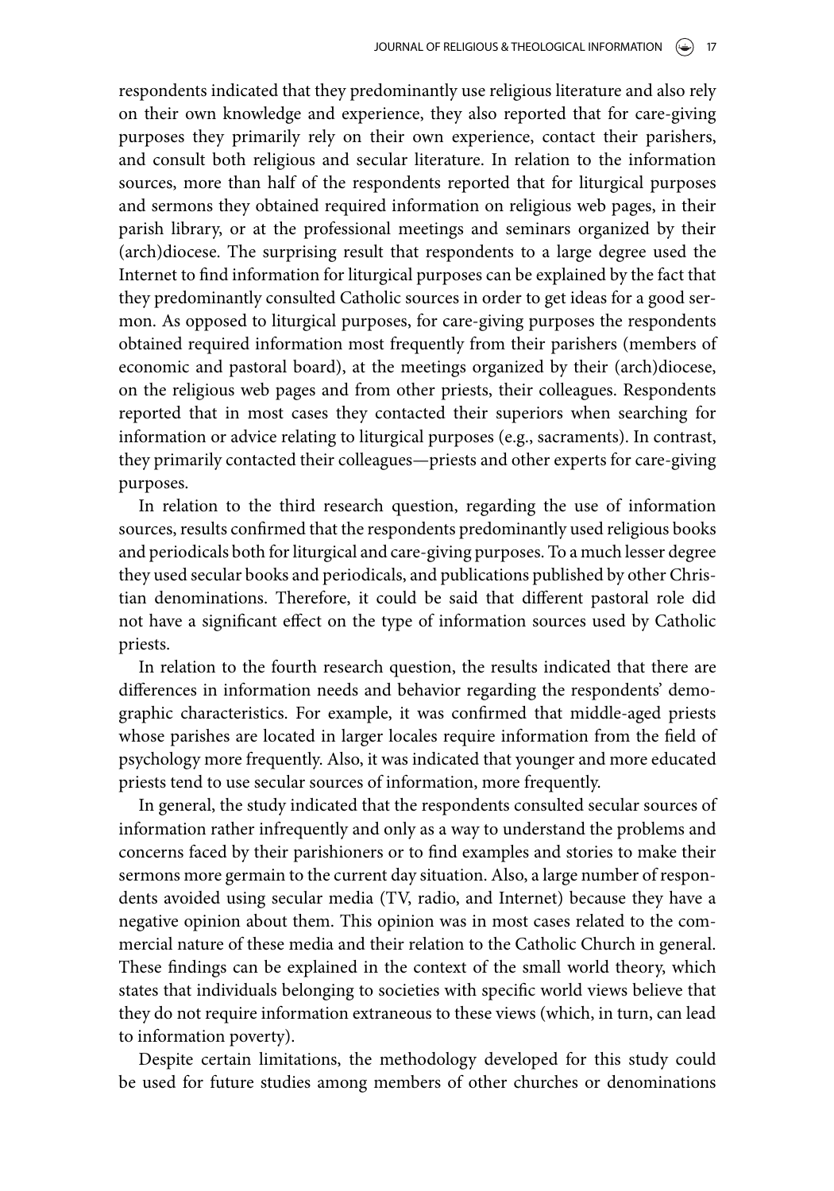respondents indicated that they predominantly use religious literature and also rely on their own knowledge and experience, they also reported that for care-giving purposes they primarily rely on their own experience, contact their parishers, and consult both religious and secular literature. In relation to the information sources, more than half of the respondents reported that for liturgical purposes and sermons they obtained required information on religious web pages, in their parish library, or at the professional meetings and seminars organized by their (arch)diocese. The surprising result that respondents to a large degree used the Internet to find information for liturgical purposes can be explained by the fact that they predominantly consulted Catholic sources in order to get ideas for a good sermon. As opposed to liturgical purposes, for care-giving purposes the respondents obtained required information most frequently from their parishers (members of economic and pastoral board), at the meetings organized by their (arch)diocese, on the religious web pages and from other priests, their colleagues. Respondents reported that in most cases they contacted their superiors when searching for information or advice relating to liturgical purposes (e.g., sacraments). In contrast, they primarily contacted their colleagues—priests and other experts for care-giving purposes.

In relation to the third research question, regarding the use of information sources, results confirmed that the respondents predominantly used religious books and periodicals both for liturgical and care-giving purposes. To a much lesser degree they used secular books and periodicals, and publications published by other Christian denominations. Therefore, it could be said that different pastoral role did not have a significant effect on the type of information sources used by Catholic priests.

In relation to the fourth research question, the results indicated that there are differences in information needs and behavior regarding the respondents' demographic characteristics. For example, it was confirmed that middle-aged priests whose parishes are located in larger locales require information from the field of psychology more frequently. Also, it was indicated that younger and more educated priests tend to use secular sources of information, more frequently.

In general, the study indicated that the respondents consulted secular sources of information rather infrequently and only as a way to understand the problems and concerns faced by their parishioners or to find examples and stories to make their sermons more germain to the current day situation. Also, a large number of respondents avoided using secular media (TV, radio, and Internet) because they have a negative opinion about them. This opinion was in most cases related to the commercial nature of these media and their relation to the Catholic Church in general. These findings can be explained in the context of the small world theory, which states that individuals belonging to societies with specific world views believe that they do not require information extraneous to these views (which, in turn, can lead to information poverty).

Despite certain limitations, the methodology developed for this study could be used for future studies among members of other churches or denominations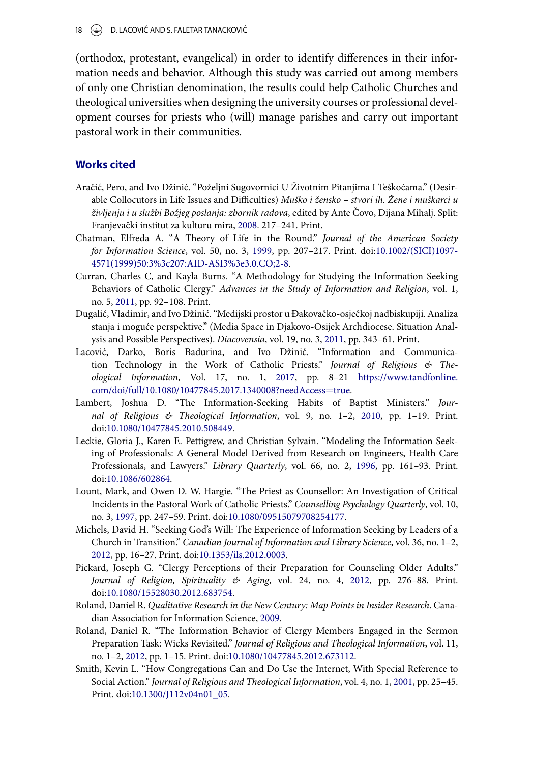(orthodox, protestant, evangelical) in order to identify differences in their information needs and behavior. Although this study was carried out among members of only one Christian denomination, the results could help Catholic Churches and theological universities when designing the university courses or professional development courses for priests who (will) manage parishes and carry out important pastoral work in their communities.

## Works cited

Aračić, Pero, and Ivo Džinić. "Poželjni Sugovornici U Životnim Pitanjima I Teškoćama." (Desirable Collocutors in Life Issues and Difficulties) *Muško i žensko – stvori ih. Žene i muškarci u življenju i u službi Božjeg poslanja: zbornik radova*, edited by Ante Čovo, Dijana Mihalj. Split: Franjevački institut za kulturu mira, 2008. 217–241. Print.

Chatman, Elfreda A. "A Theory of Life in the Round." *Journal of the American Society for Information Science*, vol. 50, no. 3, 1999, pp. 207–217. Print. doi:10.1002/(SICI)1097-4571(1999)50:3%3c207:AID-ASI3%3e3.0.CO;2-8.

Curran, Charles C, and Kayla Burns. "A Methodology for Studying the Information Seeking Behaviors of Catholic Clergy." *Advances in the Study of Information and Religion*, vol. 1, no. 5, 2011, pp. 92–108. Print.

Dugalić, Vladimir, and Ivo Džinić. "Medijski prostor u Đakovačko-osječkoj nadbiskupiji. Analiza stanja i moguće perspektive." (Media Space in Djakovo-Osijek Archdiocese. Situation Analysis and Possible Perspectives). *Diacovensia*, vol. 19, no. 3, 2011, pp. 343–61. Print.

Lacović, Darko, Boris Badurina, and Ivo Džinić. "Information and Communication Technology in the Work of Catholic Priests." *Journal of Religious & Theological Information*, Vol. 17, no. 1, 2017, pp. 8–21 https://www.tandfonline.com/doi/full/10.1080/10477845.2017.1340008?needAccess=true.

Lambert, Joshua D. "The Information-Seeking Habits of Baptist Ministers." *Journal of Religious & Theological Information*, vol. 9, no. 1–2, 2010, pp. 1–19. Print. doi:10.1080/10477845.2010.508449.

Leckie, Gloria J., Karen E. Pettigrew, and Christian Sylvain. "Modeling the Information Seeking of Professionals: A General Model Derived from Research on Engineers, Health Care Professionals, and Lawyers." *Library Quarterly*, vol. 66, no. 2, 1996, pp. 161–93. Print. doi:10.1086/602864.

Lount, Mark, and Owen D. W. Hargie. "The Priest as Counsellor: An Investigation of Critical Incidents in the Pastoral Work of Catholic Priests." *Counselling Psychology Quarterly*, vol. 10, no. 3, 1997, pp. 247–59. Print. doi:10.1080/09515079708254177.

Michels, David H. "Seeking God's Will: The Experience of Information Seeking by Leaders of a Church in Transition." *Canadian Journal of Information and Library Science*, vol. 36, no. 1–2, 2012, pp. 16–27. Print. doi:10.1353/ils.2012.0003.

Pickard, Joseph G. "Clergy Perceptions of their Preparation for Counseling Older Adults." *Journal of Religion, Spirituality & Aging*, vol. 24, no. 4, 2012, pp. 276–88. Print. doi:10.1080/15528030.2012.683754.

Roland, Daniel R. *Qualitative Research in the New Century: Map Points in Insider Research*. Canadian Association for Information Science, 2009.

Roland, Daniel R. "The Information Behavior of Clergy Members Engaged in the Sermon Preparation Task: Wicks Revisited." *Journal of Religious and Theological Information*, vol. 11, no. 1–2, 2012, pp. 1–15. Print. doi:10.1080/10477845.2012.673112.

Smith, Kevin L. "How Congregations Can and Do Use the Internet, With Special Reference to Social Action." *Journal of Religious and Theological Information*, vol. 4, no. 1, 2001, pp. 25–45. Print. doi:10.1300/J112v04n01_05.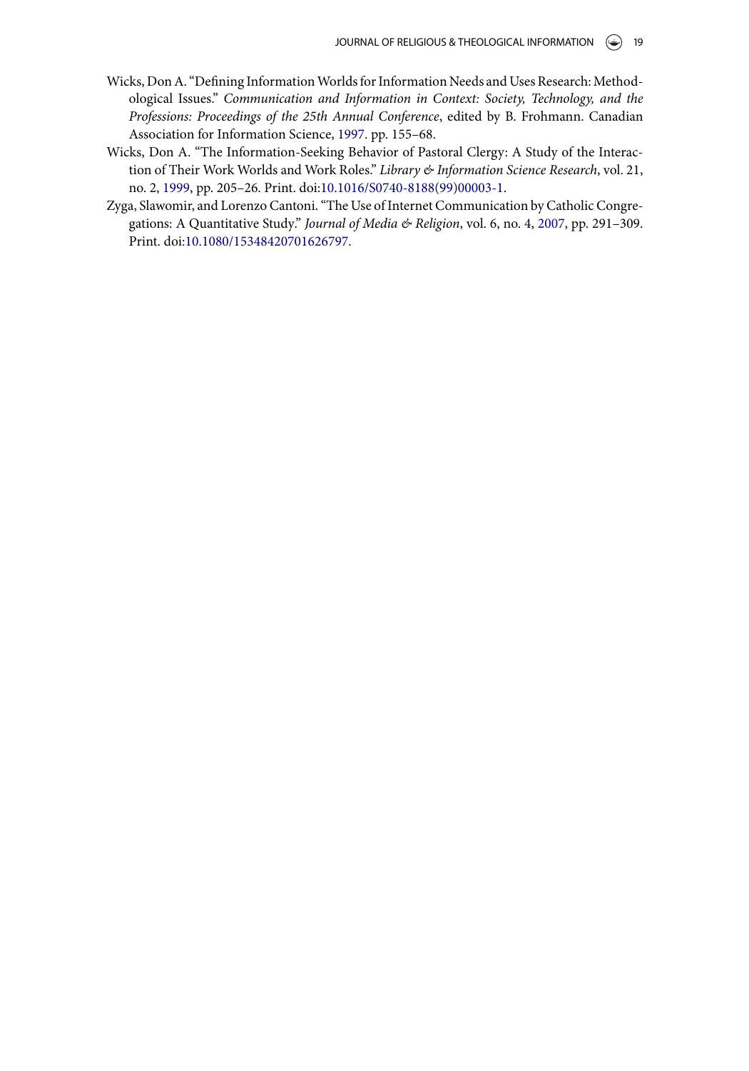Wicks, Don A. "Defining Information Worlds for Information Needs and Uses Research: Methodological Issues." *Communication and Information in Context: Society, Technology, and the Professions: Proceedings of the 25th Annual Conference*, edited by B. Frohmann. Canadian Association for Information Science, 1997. pp. 155–68.

Wicks, Don A. "The Information-Seeking Behavior of Pastoral Clergy: A Study of the Interaction of Their Work Worlds and Work Roles." *Library & Information Science Research*, vol. 21, no. 2, 1999, pp. 205–26. Print. doi:10.1016/S0740-8188(99)00003-1.

Zyga, Slawomir, and Lorenzo Cantoni. "The Use of Internet Communication by Catholic Congregations: A Quantitative Study." *Journal of Media & Religion*, vol. 6, no. 4, 2007, pp. 291–309. Print. doi:10.1080/15348420701626797.